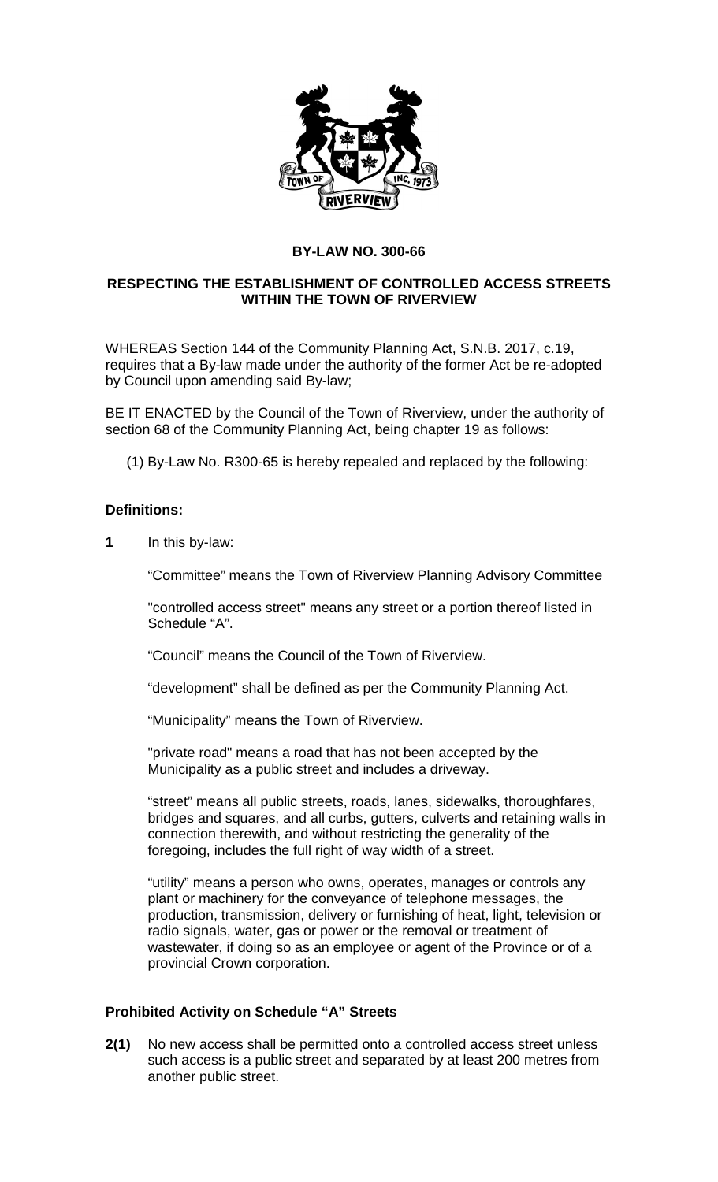**BY-LAW NO. 300-66**

**RESPECTING THE ESTABLISHMENT OF CONTROLLED ACCESS STREETS WITHIN THE TOWN OF RIVERVIEW**

WHEREAS Section 144 of the Community Planning Act, S.N.B. 2017, c.19, requires that a By-law made under the authority of the former Act be re-adopted by Council upon amending said By-law;

BE IT ENACTED by the Council of the Town of Riverview, under the authority of section 68 of the Community Planning Act, being chapter 19 as follows:

(1) By-Law No. R300-65 is hereby repealed and replaced by the following:

**Definitions:**

**1** In this by-law:

"Committee" means the Town of Riverview Planning Advisory Committee

"controlled access street" means any street or a portion thereof listed in Schedule "A".

"Council" means the Council of the Town of Riverview.

"development" shall be defined as per the Community Planning Act.

"Municipality" means the Town of Riverview.

"private road" means a road that has not been accepted by the Municipality as a public street and includes a driveway.

"street" means all public streets, roads, lanes, sidewalks, thoroughfares, bridges and squares, and all curbs, gutters, culverts and retaining walls in connection therewith, and without restricting the generality of the foregoing, includes the full right of way width of a street.

"utility" means a person who owns, operates, manages or controls any plant or machinery for the conveyance of telephone messages, the production, transmission, delivery or furnishing of heat, light, television or radio signals, water, gas or power or the removal or treatment of wastewater, if doing so as an employee or agent of the Province or of a provincial Crown corporation.

**Prohibited Activity on Schedule "A" Streets**

**2(1)** No new access shall be permitted onto a controlled access street unless such access is a public street and separated by at least 200 metres from another public street.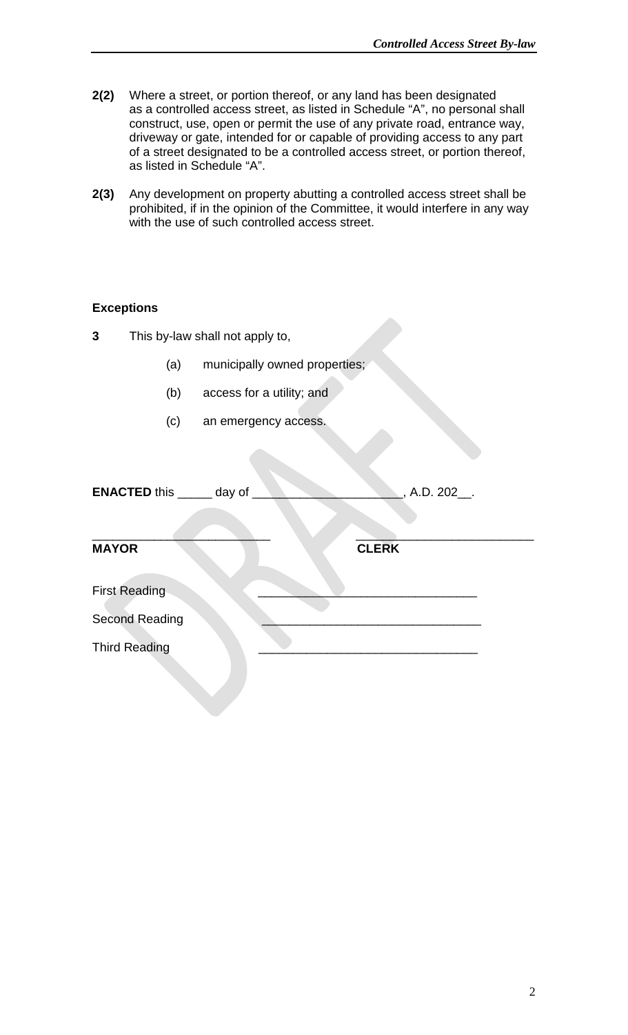**2(2)** Where a street, or portion thereof, or any land has been designated as a controlled access street, as listed in Schedule "A", no personal shall construct, use, open or permit the use of any private road, entrance way, driveway or gate, intended for or capable of providing access to any part of a street designated to be a controlled access street, or portion thereof, as listed in Schedule "A".

**2(3)** Any development on property abutting a controlled access street shall be prohibited, if in the opinion of the Committee, it would interfere in any way with the use of such controlled access street.

**Exceptions**

**3** This by-law shall not apply to,

(a) municipally owned properties;

(b) access for a utility; and

(c) an emergency access.

**ENACTED** this _____ day of _____________________, A.D. 202__.

_________________________ _________________________

**MAYOR** **CLERK**

First Reading _______________________________

Second Reading _______________________________

Third Reading _______________________________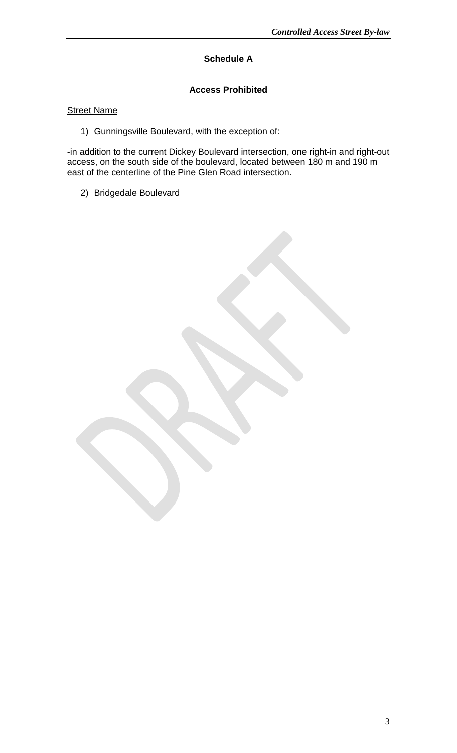## Schedule A

### Access Prohibited

Street Name

1) Gunningsville Boulevard, with the exception of:

-in addition to the current Dickey Boulevard intersection, one right-in and right-out access, on the south side of the boulevard, located between 180 m and 190 m east of the centerline of the Pine Glen Road intersection.

2) Bridgedale Boulevard